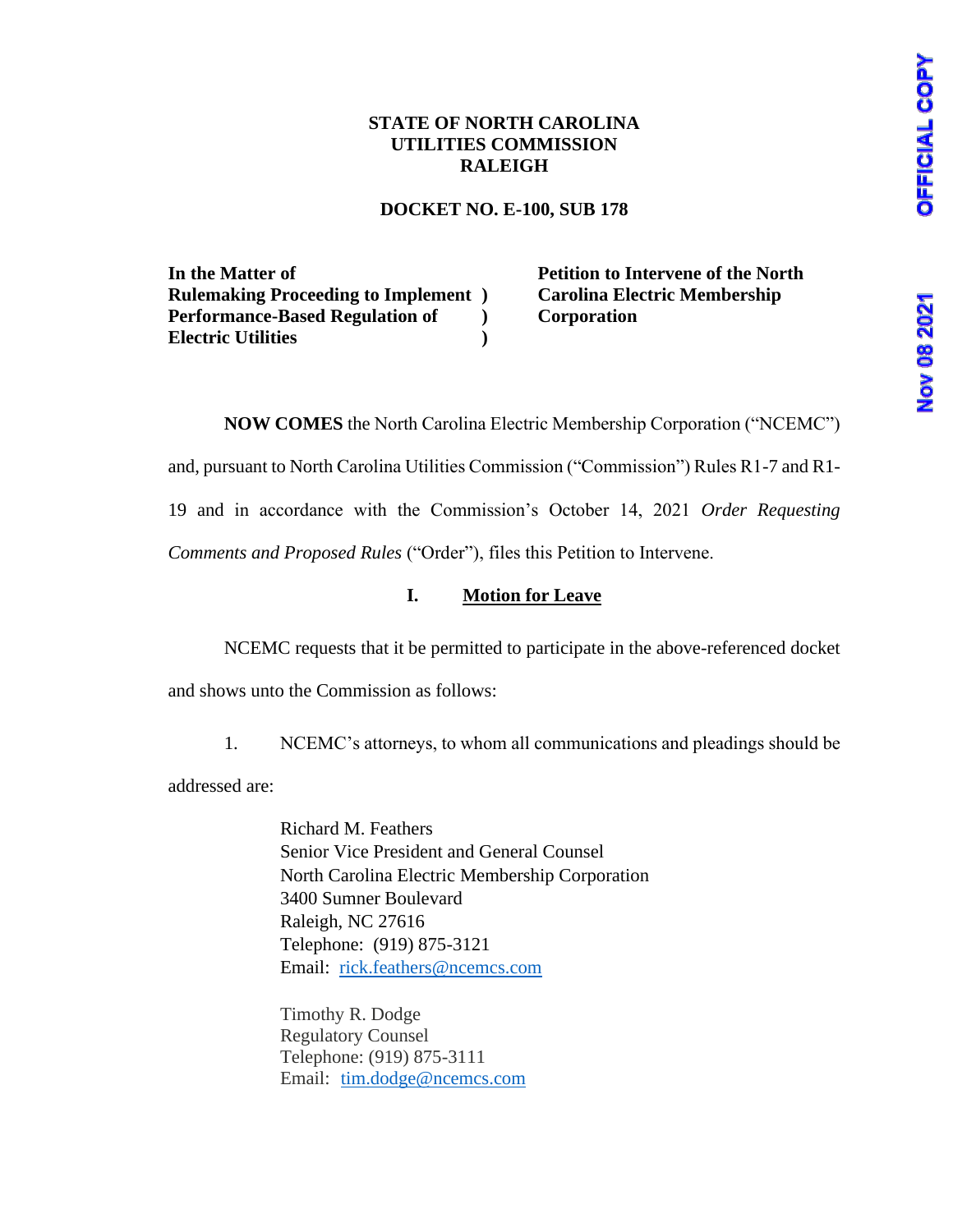**STATE OF NORTH CAROLINA**
**UTILITIES COMMISSION**
**RALEIGH**

**DOCKET NO. E-100, SUB 178**

| | |
|---|---|
| **In the Matter of** | **Petition to Intervene of the North Carolina Electric Membership Corporation** |
| **Rulemaking Proceeding to Implement )** | |
| **Performance-Based Regulation of )** | |
| **Electric Utilities )** | |

**NOW COMES** the North Carolina Electric Membership Corporation ("NCEMC") and, pursuant to North Carolina Utilities Commission ("Commission") Rules R1-7 and R1-19 and in accordance with the Commission's October 14, 2021 *Order Requesting Comments and Proposed Rules* ("Order"), files this Petition to Intervene.

## I. Motion for Leave

NCEMC requests that it be permitted to participate in the above-referenced docket and shows unto the Commission as follows:

1. NCEMC's attorneys, to whom all communications and pleadings should be addressed are:

   Richard M. Feathers
   Senior Vice President and General Counsel
   North Carolina Electric Membership Corporation
   3400 Sumner Boulevard
   Raleigh, NC 27616
   Telephone: (919) 875-3121
   Email: rick.feathers@ncemcs.com

   Timothy R. Dodge
   Regulatory Counsel
   Telephone: (919) 875-3111
   Email: tim.dodge@ncemcs.com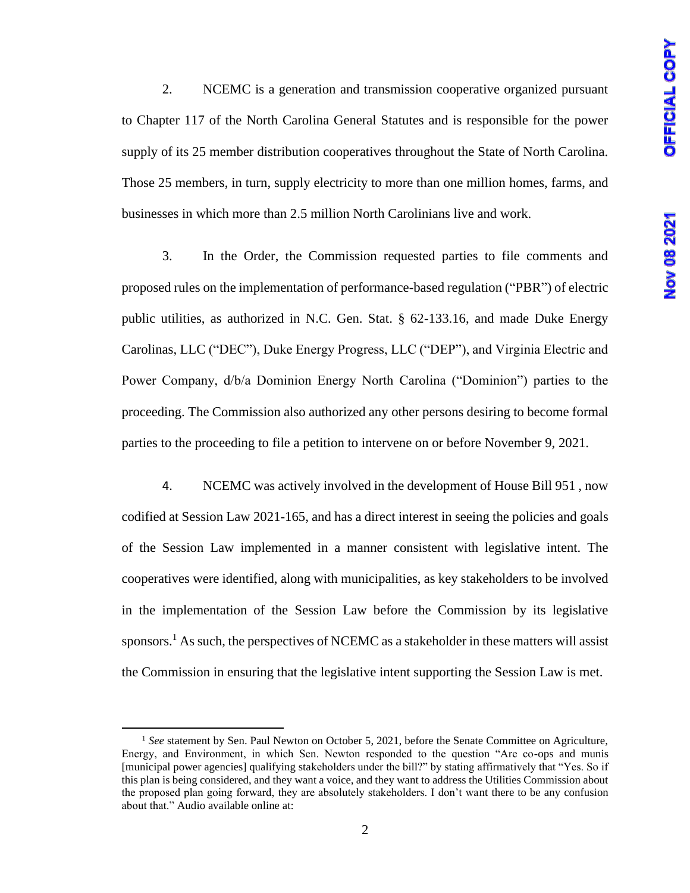2. NCEMC is a generation and transmission cooperative organized pursuant to Chapter 117 of the North Carolina General Statutes and is responsible for the power supply of its 25 member distribution cooperatives throughout the State of North Carolina. Those 25 members, in turn, supply electricity to more than one million homes, farms, and businesses in which more than 2.5 million North Carolinians live and work.

3. In the Order, the Commission requested parties to file comments and proposed rules on the implementation of performance-based regulation ("PBR") of electric public utilities, as authorized in N.C. Gen. Stat. § 62-133.16, and made Duke Energy Carolinas, LLC ("DEC"), Duke Energy Progress, LLC ("DEP"), and Virginia Electric and Power Company, d/b/a Dominion Energy North Carolina ("Dominion") parties to the proceeding. The Commission also authorized any other persons desiring to become formal parties to the proceeding to file a petition to intervene on or before November 9, 2021.

4. NCEMC was actively involved in the development of House Bill 951 , now codified at Session Law 2021-165, and has a direct interest in seeing the policies and goals of the Session Law implemented in a manner consistent with legislative intent. The cooperatives were identified, along with municipalities, as key stakeholders to be involved in the implementation of the Session Law before the Commission by its legislative sponsors.[1] As such, the perspectives of NCEMC as a stakeholder in these matters will assist the Commission in ensuring that the legislative intent supporting the Session Law is met.

---

[1] *See* statement by Sen. Paul Newton on October 5, 2021, before the Senate Committee on Agriculture, Energy, and Environment, in which Sen. Newton responded to the question "Are co-ops and munis [municipal power agencies] qualifying stakeholders under the bill?" by stating affirmatively that "Yes. So if this plan is being considered, and they want a voice, and they want to address the Utilities Commission about the proposed plan going forward, they are absolutely stakeholders. I don't want there to be any confusion about that." Audio available online at: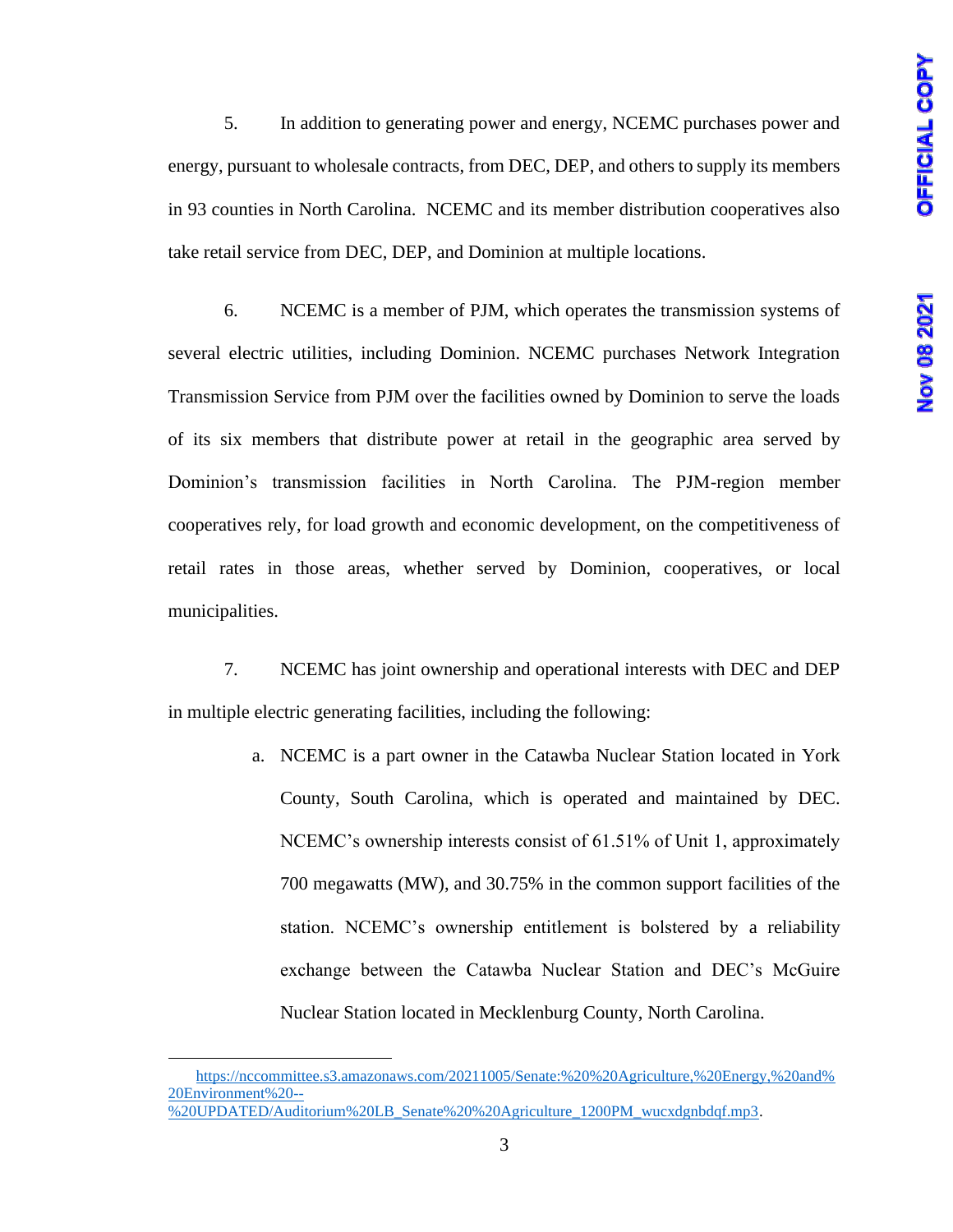5. In addition to generating power and energy, NCEMC purchases power and energy, pursuant to wholesale contracts, from DEC, DEP, and others to supply its members in 93 counties in North Carolina. NCEMC and its member distribution cooperatives also take retail service from DEC, DEP, and Dominion at multiple locations.

6. NCEMC is a member of PJM, which operates the transmission systems of several electric utilities, including Dominion. NCEMC purchases Network Integration Transmission Service from PJM over the facilities owned by Dominion to serve the loads of its six members that distribute power at retail in the geographic area served by Dominion's transmission facilities in North Carolina. The PJM-region member cooperatives rely, for load growth and economic development, on the competitiveness of retail rates in those areas, whether served by Dominion, cooperatives, or local municipalities.

7. NCEMC has joint ownership and operational interests with DEC and DEP in multiple electric generating facilities, including the following:

   a. NCEMC is a part owner in the Catawba Nuclear Station located in York County, South Carolina, which is operated and maintained by DEC. NCEMC's ownership interests consist of 61.51% of Unit 1, approximately 700 megawatts (MW), and 30.75% in the common support facilities of the station. NCEMC's ownership entitlement is bolstered by a reliability exchange between the Catawba Nuclear Station and DEC's McGuire Nuclear Station located in Mecklenburg County, North Carolina.

---

https://nccommittee.s3.amazonaws.com/20211005/Senate:%20%20Agriculture,%20Energy,%20and%20Environment%20--%20UPDATED/Auditorium%20LB_Senate%20%20Agriculture_1200PM_wucxdgnbdqf.mp3.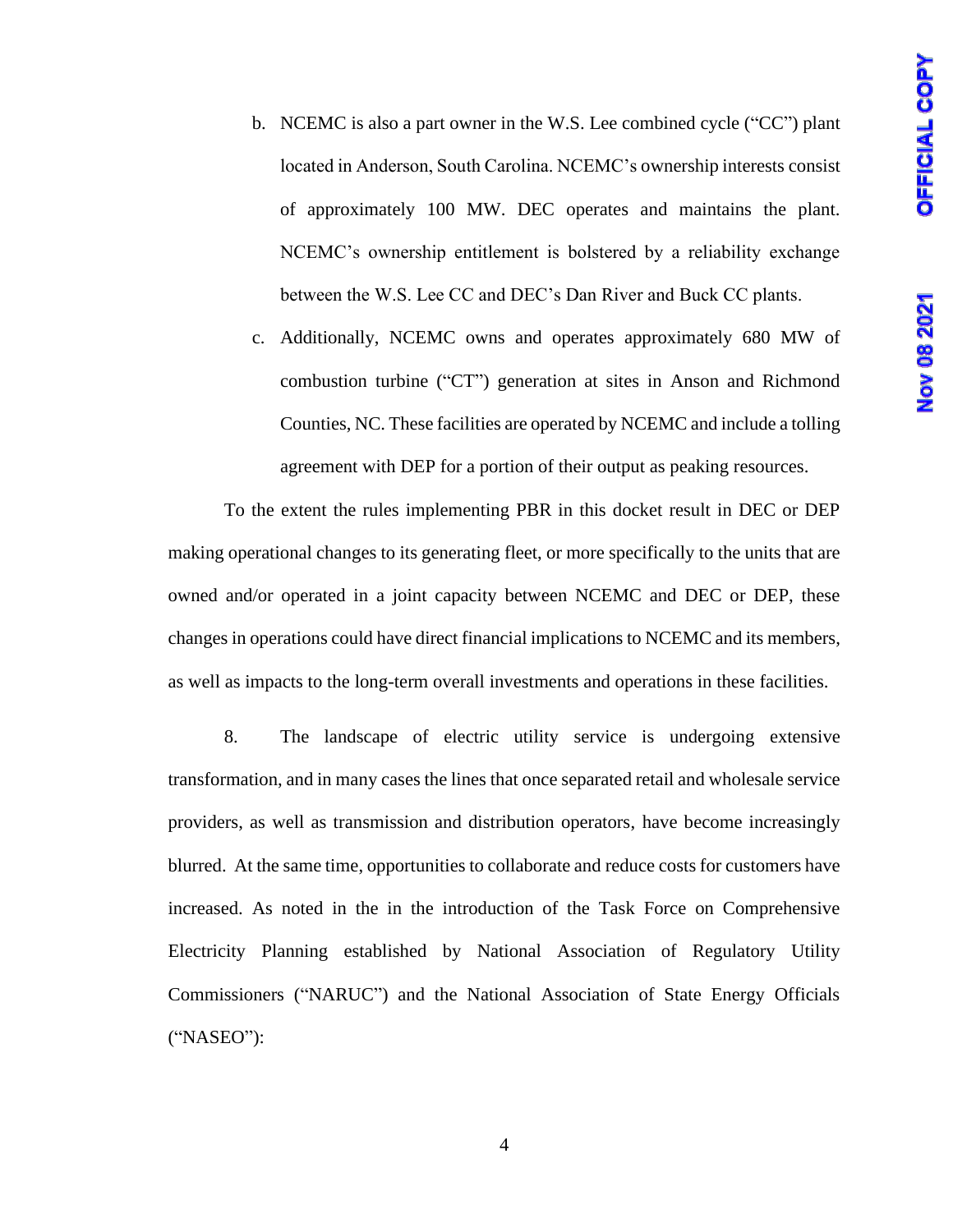b. NCEMC is also a part owner in the W.S. Lee combined cycle ("CC") plant located in Anderson, South Carolina. NCEMC's ownership interests consist of approximately 100 MW. DEC operates and maintains the plant. NCEMC's ownership entitlement is bolstered by a reliability exchange between the W.S. Lee CC and DEC's Dan River and Buck CC plants.

c. Additionally, NCEMC owns and operates approximately 680 MW of combustion turbine ("CT") generation at sites in Anson and Richmond Counties, NC. These facilities are operated by NCEMC and include a tolling agreement with DEP for a portion of their output as peaking resources.

To the extent the rules implementing PBR in this docket result in DEC or DEP making operational changes to its generating fleet, or more specifically to the units that are owned and/or operated in a joint capacity between NCEMC and DEC or DEP, these changes in operations could have direct financial implications to NCEMC and its members, as well as impacts to the long-term overall investments and operations in these facilities.

8. The landscape of electric utility service is undergoing extensive transformation, and in many cases the lines that once separated retail and wholesale service providers, as well as transmission and distribution operators, have become increasingly blurred. At the same time, opportunities to collaborate and reduce costs for customers have increased. As noted in the in the introduction of the Task Force on Comprehensive Electricity Planning established by National Association of Regulatory Utility Commissioners ("NARUC") and the National Association of State Energy Officials ("NASEO"):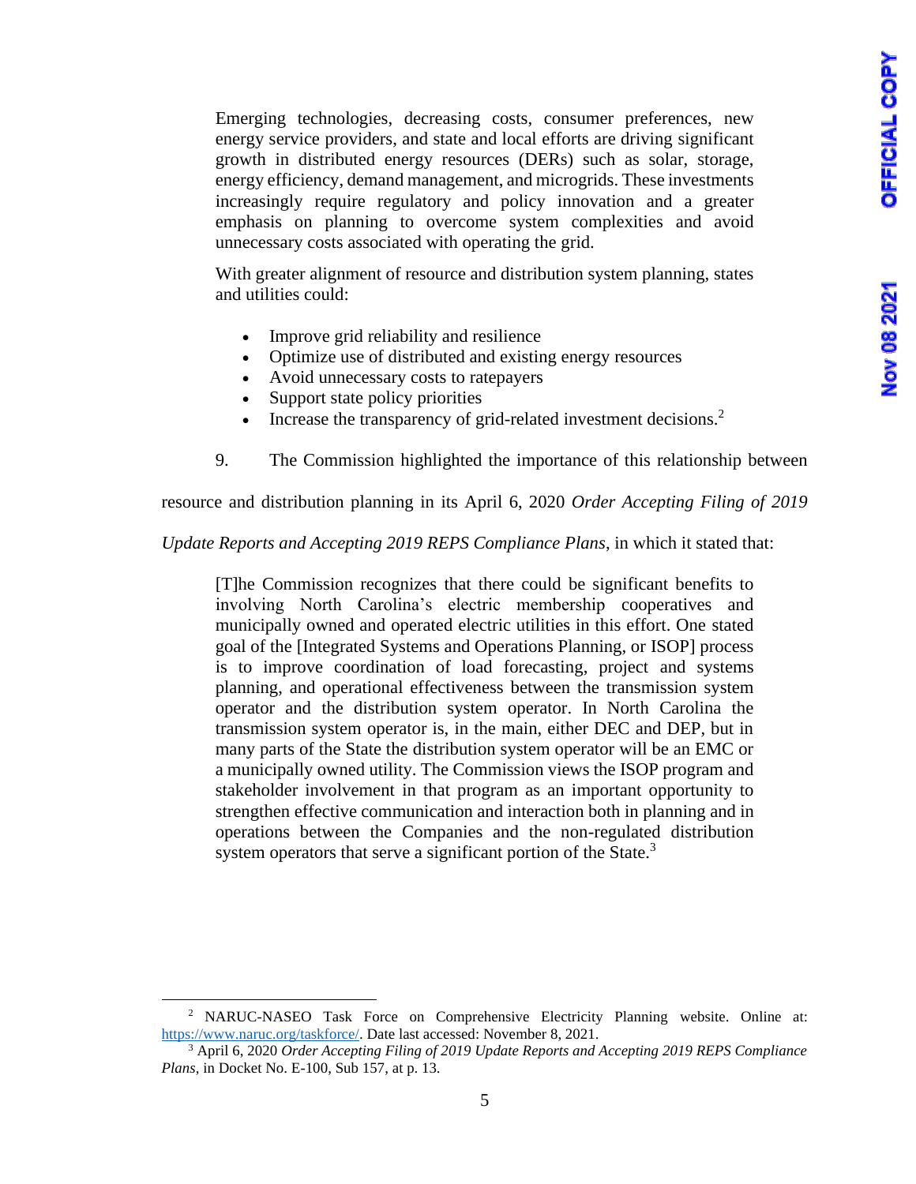> Emerging technologies, decreasing costs, consumer preferences, new energy service providers, and state and local efforts are driving significant growth in distributed energy resources (DERs) such as solar, storage, energy efficiency, demand management, and microgrids. These investments increasingly require regulatory and policy innovation and a greater emphasis on planning to overcome system complexities and avoid unnecessary costs associated with operating the grid.
>
> With greater alignment of resource and distribution system planning, states and utilities could:
>
> - Improve grid reliability and resilience
> - Optimize use of distributed and existing energy resources
> - Avoid unnecessary costs to ratepayers
> - Support state policy priorities
> - Increase the transparency of grid-related investment decisions.[2]

9. The Commission highlighted the importance of this relationship between resource and distribution planning in its April 6, 2020 *Order Accepting Filing of 2019 Update Reports and Accepting 2019 REPS Compliance Plans*, in which it stated that:

> [T]he Commission recognizes that there could be significant benefits to involving North Carolina's electric membership cooperatives and municipally owned and operated electric utilities in this effort. One stated goal of the [Integrated Systems and Operations Planning, or ISOP] process is to improve coordination of load forecasting, project and systems planning, and operational effectiveness between the transmission system operator and the distribution system operator. In North Carolina the transmission system operator is, in the main, either DEC and DEP, but in many parts of the State the distribution system operator will be an EMC or a municipally owned utility. The Commission views the ISOP program and stakeholder involvement in that program as an important opportunity to strengthen effective communication and interaction both in planning and in operations between the Companies and the non-regulated distribution system operators that serve a significant portion of the State.[3]

---

[2] NARUC-NASEO Task Force on Comprehensive Electricity Planning website. Online at: https://www.naruc.org/taskforce/. Date last accessed: November 8, 2021.

[3] April 6, 2020 *Order Accepting Filing of 2019 Update Reports and Accepting 2019 REPS Compliance Plans*, in Docket No. E-100, Sub 157, at p. 13.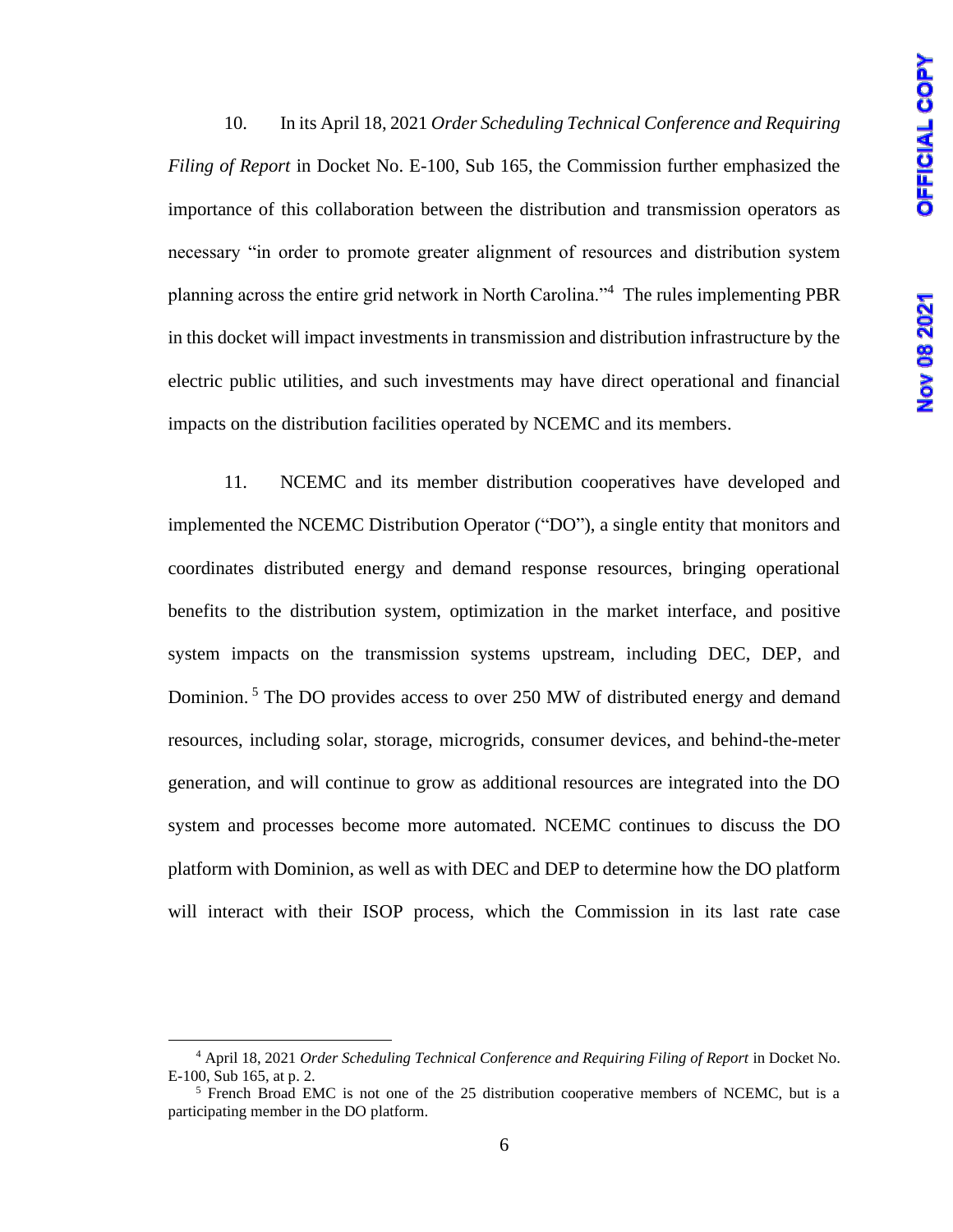10. In its April 18, 2021 *Order Scheduling Technical Conference and Requiring Filing of Report* in Docket No. E-100, Sub 165, the Commission further emphasized the importance of this collaboration between the distribution and transmission operators as necessary "in order to promote greater alignment of resources and distribution system planning across the entire grid network in North Carolina."[4] The rules implementing PBR in this docket will impact investments in transmission and distribution infrastructure by the electric public utilities, and such investments may have direct operational and financial impacts on the distribution facilities operated by NCEMC and its members.

11. NCEMC and its member distribution cooperatives have developed and implemented the NCEMC Distribution Operator ("DO"), a single entity that monitors and coordinates distributed energy and demand response resources, bringing operational benefits to the distribution system, optimization in the market interface, and positive system impacts on the transmission systems upstream, including DEC, DEP, and Dominion.[5] The DO provides access to over 250 MW of distributed energy and demand resources, including solar, storage, microgrids, consumer devices, and behind-the-meter generation, and will continue to grow as additional resources are integrated into the DO system and processes become more automated. NCEMC continues to discuss the DO platform with Dominion, as well as with DEC and DEP to determine how the DO platform will interact with their ISOP process, which the Commission in its last rate case

[4] April 18, 2021 *Order Scheduling Technical Conference and Requiring Filing of Report* in Docket No. E-100, Sub 165, at p. 2.

[5] French Broad EMC is not one of the 25 distribution cooperative members of NCEMC, but is a participating member in the DO platform.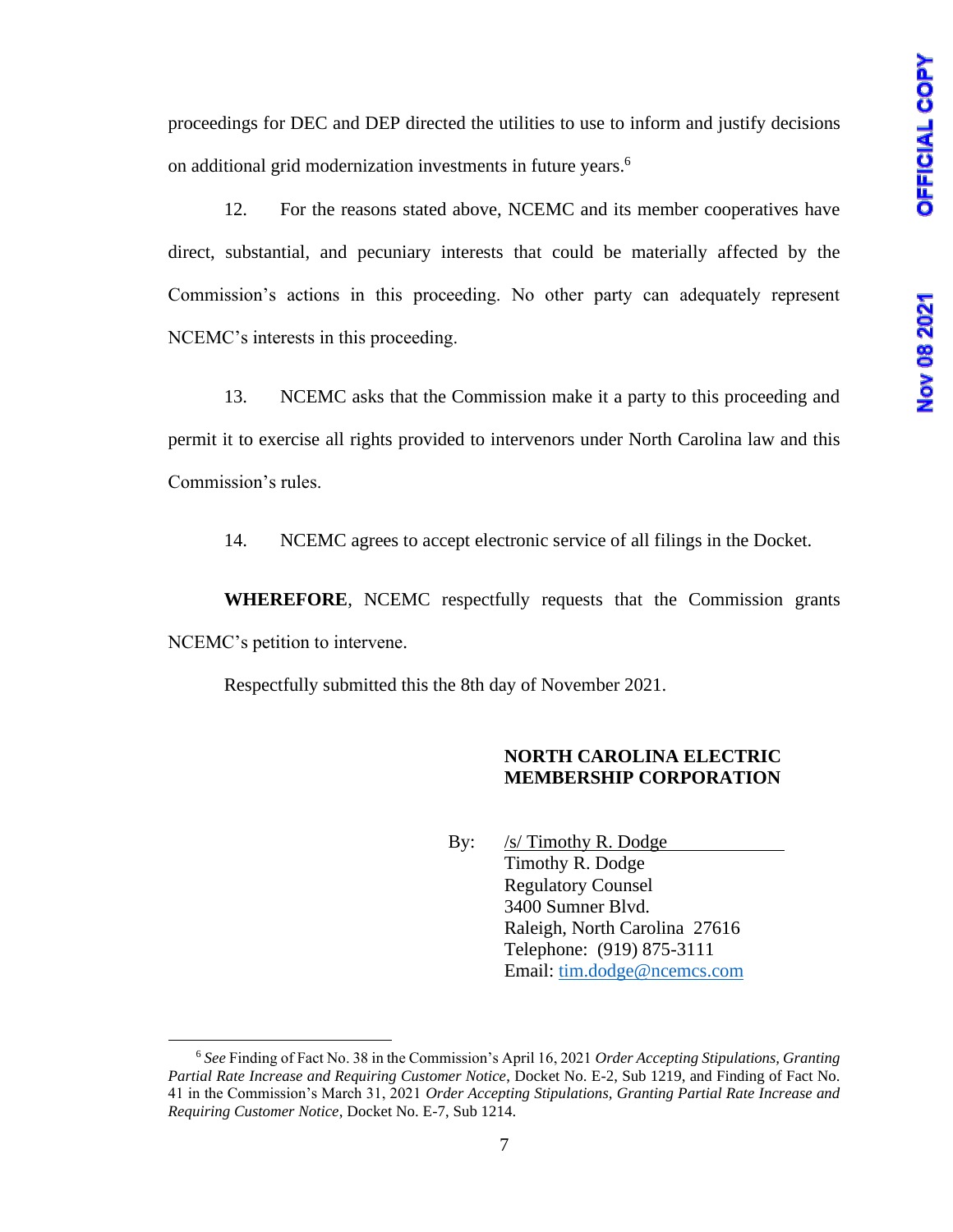proceedings for DEC and DEP directed the utilities to use to inform and justify decisions on additional grid modernization investments in future years.[6]

12. For the reasons stated above, NCEMC and its member cooperatives have direct, substantial, and pecuniary interests that could be materially affected by the Commission's actions in this proceeding. No other party can adequately represent NCEMC's interests in this proceeding.

13. NCEMC asks that the Commission make it a party to this proceeding and permit it to exercise all rights provided to intervenors under North Carolina law and this Commission's rules.

14. NCEMC agrees to accept electronic service of all filings in the Docket.

**WHEREFORE**, NCEMC respectfully requests that the Commission grants NCEMC's petition to intervene.

Respectfully submitted this the 8th day of November 2021.

**NORTH CAROLINA ELECTRIC MEMBERSHIP CORPORATION**

By: /s/ Timothy R. Dodge
Timothy R. Dodge
Regulatory Counsel
3400 Sumner Blvd.
Raleigh, North Carolina 27616
Telephone: (919) 875-3111
Email: tim.dodge@ncemcs.com

---

[6] *See* Finding of Fact No. 38 in the Commission's April 16, 2021 *Order Accepting Stipulations, Granting Partial Rate Increase and Requiring Customer Notice*, Docket No. E-2, Sub 1219, and Finding of Fact No. 41 in the Commission's March 31, 2021 *Order Accepting Stipulations, Granting Partial Rate Increase and Requiring Customer Notice*, Docket No. E-7, Sub 1214.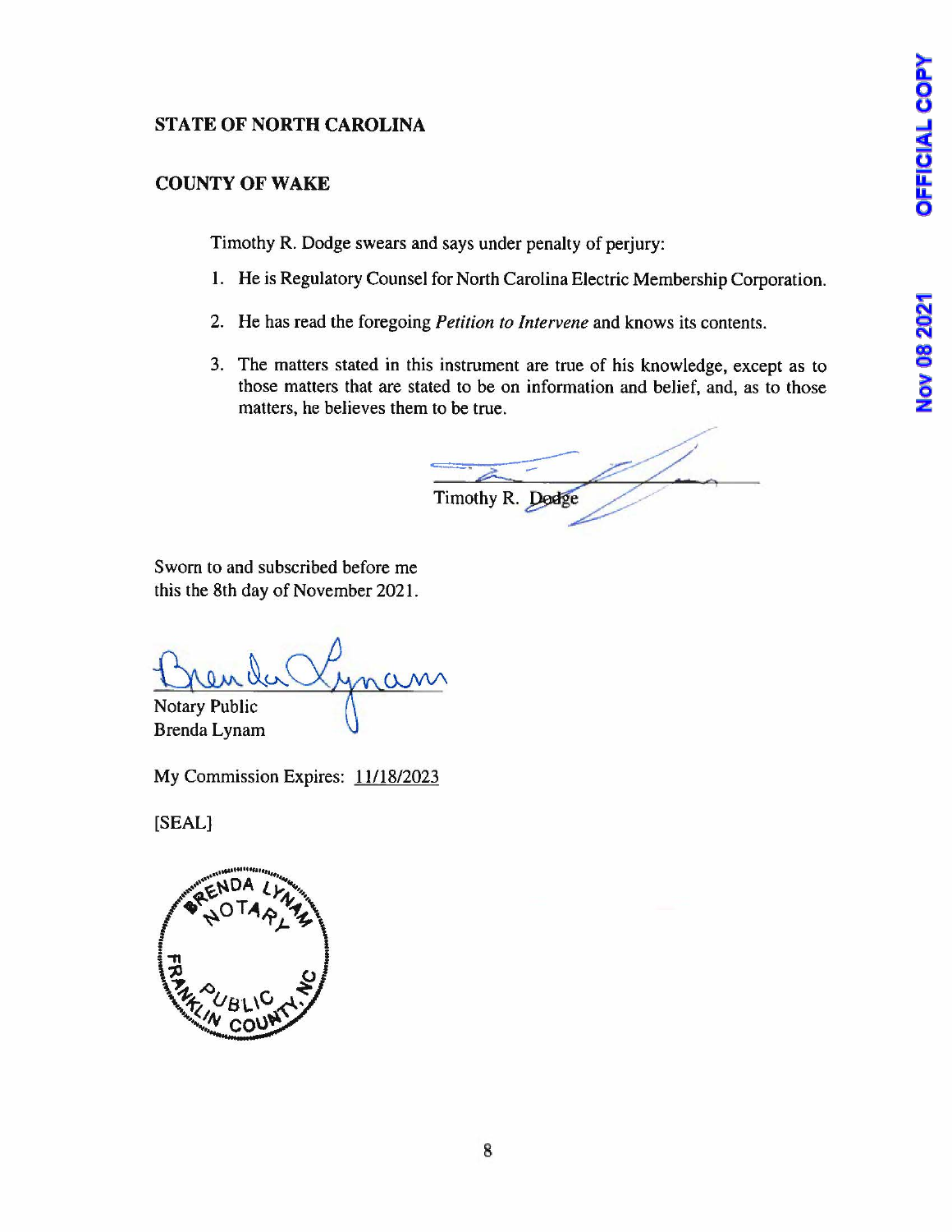**STATE OF NORTH CAROLINA**

**COUNTY OF WAKE**

Timothy R. Dodge swears and says under penalty of perjury:

1. He is Regulatory Counsel for North Carolina Electric Membership Corporation.
2. He has read the foregoing *Petition to Intervene* and knows its contents.
3. The matters stated in this instrument are true of his knowledge, except as to those matters that are stated to be on information and belief, and, as to those matters, he believes them to be true.

Timothy R. Dodge

Sworn to and subscribed before me
this the 8th day of November 2021.

Notary Public
Brenda Lynam

My Commission Expires: 11/18/2023

[SEAL]

BRENDA LYNAM
NOTARY
PUBLIC
FRANKLIN COUNTY, NC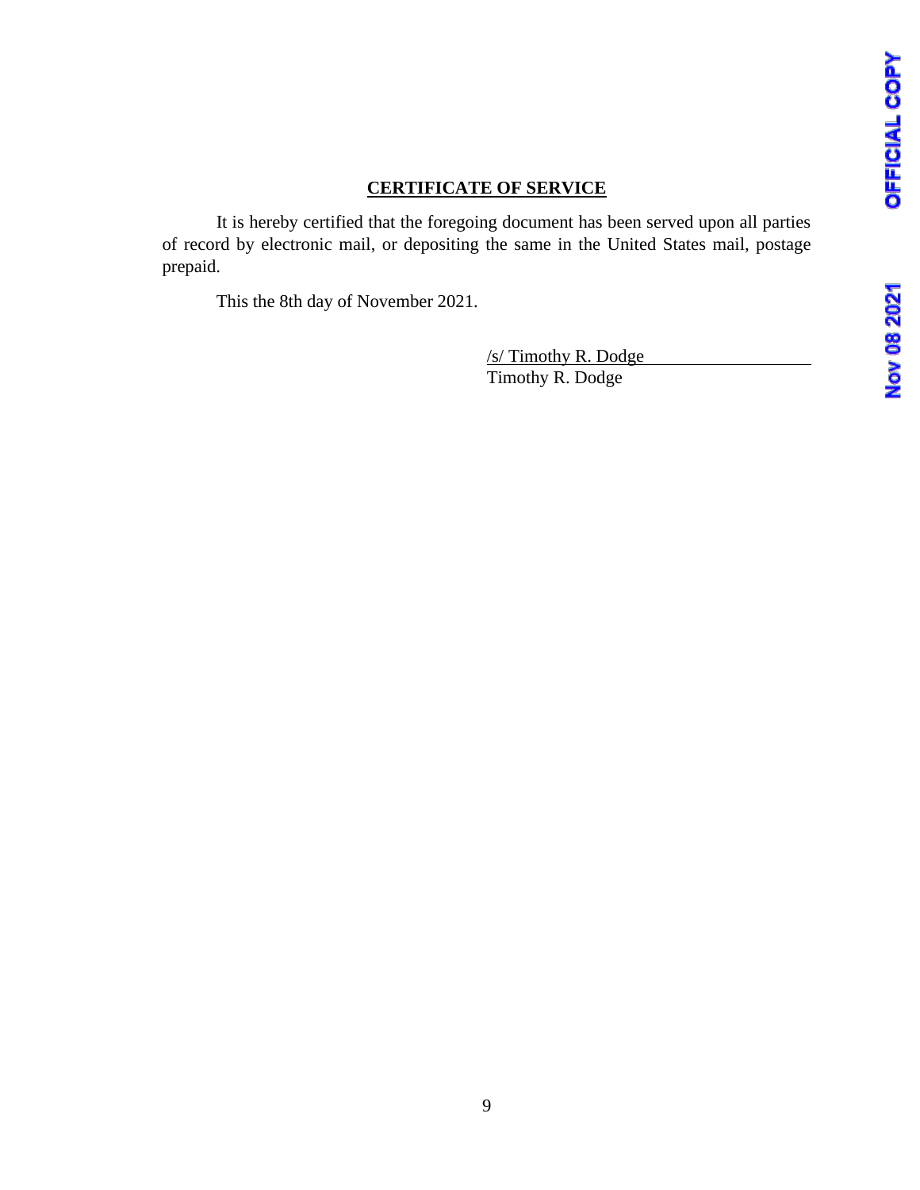## CERTIFICATE OF SERVICE

It is hereby certified that the foregoing document has been served upon all parties of record by electronic mail, or depositing the same in the United States mail, postage prepaid.

This the 8th day of November 2021.

/s/ Timothy R. Dodge
Timothy R. Dodge